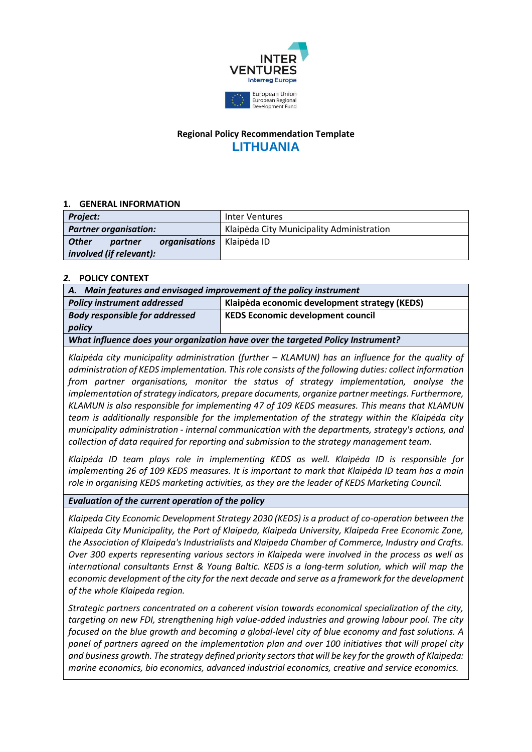INTER VENTURES
Interreg Europe

European Union
European Regional Development Fund

**Regional Policy Recommendation Template**

## LITHUANIA

### 1. GENERAL INFORMATION

| | |
|---|---|
| ***Project:*** | Inter Ventures |
| ***Partner organisation:*** | Klaipėda City Municipality Administration |
| ***Other partner organisations involved (if relevant):*** | Klaipėda ID |

### 2. POLICY CONTEXT

| | |
|---|---|
| ***A. Main features and envisaged improvement of the policy instrument*** | |
| ***Policy instrument addressed*** | **Klaipėda economic development strategy (KEDS)** |
| ***Body responsible for addressed policy*** | **KEDS Economic development council** |

***What influence does your organization have over the targeted Policy Instrument?***

*Klaipėda city municipality administration (further – KLAMUN) has an influence for the quality of administration of KEDS implementation. This role consists of the following duties: collect information from partner organisations, monitor the status of strategy implementation, analyse the implementation of strategy indicators, prepare documents, organize partner meetings. Furthermore, KLAMUN is also responsible for implementing 47 of 109 KEDS measures. This means that KLAMUN team is additionally responsible for the implementation of the strategy within the Klaipėda city municipality administration - internal communication with the departments, strategy's actions, and collection of data required for reporting and submission to the strategy management team.*

*Klaipėda ID team plays role in implementing KEDS as well. Klaipėda ID is responsible for implementing 26 of 109 KEDS measures. It is important to mark that Klaipėda ID team has a main role in organising KEDS marketing activities, as they are the leader of KEDS Marketing Council.*

***Evaluation of the current operation of the policy***

*Klaipeda City Economic Development Strategy 2030 (KEDS) is a product of co-operation between the Klaipeda City Municipality, the Port of Klaipeda, Klaipeda University, Klaipeda Free Economic Zone, the Association of Klaipeda's Industrialists and Klaipeda Chamber of Commerce, Industry and Crafts. Over 300 experts representing various sectors in Klaipeda were involved in the process as well as international consultants Ernst & Young Baltic. KEDS is a long-term solution, which will map the economic development of the city for the next decade and serve as a framework for the development of the whole Klaipeda region.*

*Strategic partners concentrated on a coherent vision towards economical specialization of the city, targeting on new FDI, strengthening high value-added industries and growing labour pool. The city focused on the blue growth and becoming a global-level city of blue economy and fast solutions. A panel of partners agreed on the implementation plan and over 100 initiatives that will propel city and business growth. The strategy defined priority sectors that will be key for the growth of Klaipeda: marine economics, bio economics, advanced industrial economics, creative and service economics.*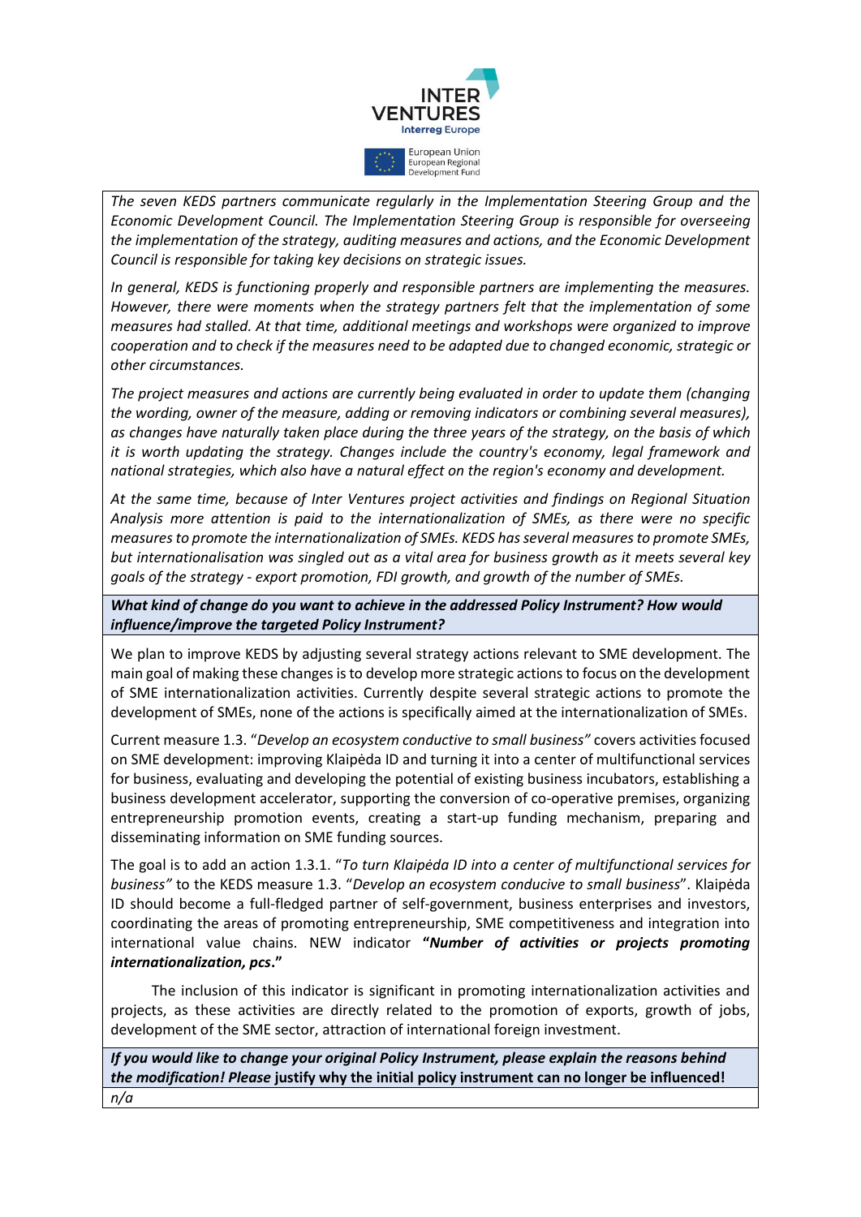*The seven KEDS partners communicate regularly in the Implementation Steering Group and the Economic Development Council. The Implementation Steering Group is responsible for overseeing the implementation of the strategy, auditing measures and actions, and the Economic Development Council is responsible for taking key decisions on strategic issues.*

*In general, KEDS is functioning properly and responsible partners are implementing the measures. However, there were moments when the strategy partners felt that the implementation of some measures had stalled. At that time, additional meetings and workshops were organized to improve cooperation and to check if the measures need to be adapted due to changed economic, strategic or other circumstances.*

*The project measures and actions are currently being evaluated in order to update them (changing the wording, owner of the measure, adding or removing indicators or combining several measures), as changes have naturally taken place during the three years of the strategy, on the basis of which it is worth updating the strategy. Changes include the country's economy, legal framework and national strategies, which also have a natural effect on the region's economy and development.*

*At the same time, because of Inter Ventures project activities and findings on Regional Situation Analysis more attention is paid to the internationalization of SMEs, as there were no specific measures to promote the internationalization of SMEs. KEDS has several measures to promote SMEs, but internationalisation was singled out as a vital area for business growth as it meets several key goals of the strategy - export promotion, FDI growth, and growth of the number of SMEs.*

***What kind of change do you want to achieve in the addressed Policy Instrument? How would influence/improve the targeted Policy Instrument?***

We plan to improve KEDS by adjusting several strategy actions relevant to SME development. The main goal of making these changes is to develop more strategic actions to focus on the development of SME internationalization activities. Currently despite several strategic actions to promote the development of SMEs, none of the actions is specifically aimed at the internationalization of SMEs.

Current measure 1.3. "*Develop an ecosystem conductive to small business"* covers activities focused on SME development: improving Klaipėda ID and turning it into a center of multifunctional services for business, evaluating and developing the potential of existing business incubators, establishing a business development accelerator, supporting the conversion of co-operative premises, organizing entrepreneurship promotion events, creating a start-up funding mechanism, preparing and disseminating information on SME funding sources.

The goal is to add an action 1.3.1. "*To turn Klaipėda ID into a center of multifunctional services for business"* to the KEDS measure 1.3. "*Develop an ecosystem conducive to small business*". Klaipėda ID should become a full-fledged partner of self-government, business enterprises and investors, coordinating the areas of promoting entrepreneurship, SME competitiveness and integration into international value chains. NEW indicator **"*Number of activities or projects promoting internationalization, pcs*."**

The inclusion of this indicator is significant in promoting internationalization activities and projects, as these activities are directly related to the promotion of exports, growth of jobs, development of the SME sector, attraction of international foreign investment.

***If you would like to change your original Policy Instrument, please explain the reasons behind the modification! Please* justify why the initial policy instrument can no longer be influenced!**

*n/a*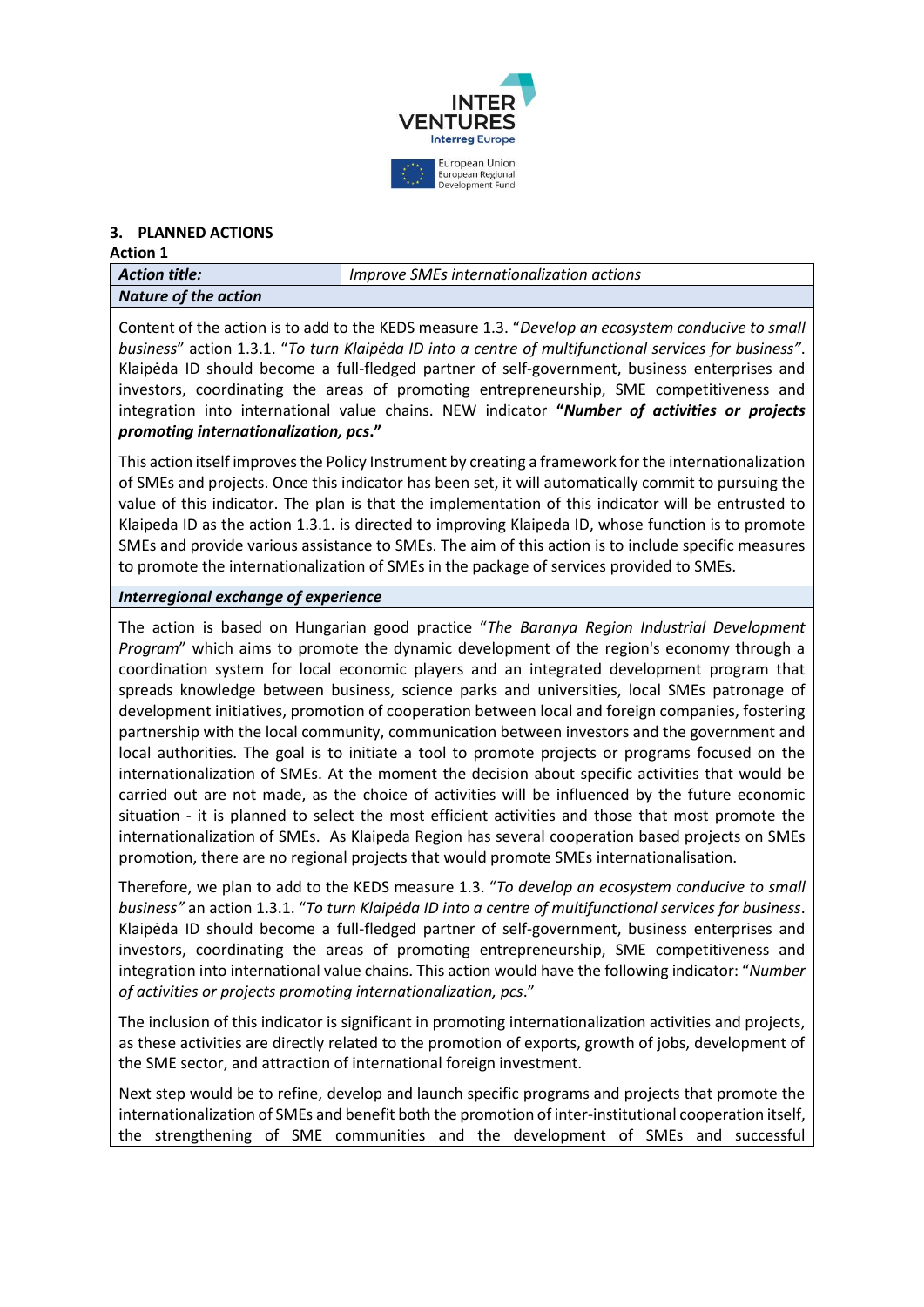## 3. PLANNED ACTIONS

**Action 1**

| ***Action title:*** | *Improve SMEs internationalization actions* |
|---|---|

***Nature of the action***

Content of the action is to add to the KEDS measure 1.3. "*Develop an ecosystem conducive to small business*" action 1.3.1. "*To turn Klaipėda ID into a centre of multifunctional services for business"*. Klaipėda ID should become a full-fledged partner of self-government, business enterprises and investors, coordinating the areas of promoting entrepreneurship, SME competitiveness and integration into international value chains. NEW indicator **"*Number of activities or projects promoting internationalization, pcs*."**

This action itself improves the Policy Instrument by creating a framework for the internationalization of SMEs and projects. Once this indicator has been set, it will automatically commit to pursuing the value of this indicator. The plan is that the implementation of this indicator will be entrusted to Klaipeda ID as the action 1.3.1. is directed to improving Klaipeda ID, whose function is to promote SMEs and provide various assistance to SMEs. The aim of this action is to include specific measures to promote the internationalization of SMEs in the package of services provided to SMEs.

***Interregional exchange of experience***

The action is based on Hungarian good practice "*The Baranya Region Industrial Development Program*" which aims to promote the dynamic development of the region's economy through a coordination system for local economic players and an integrated development program that spreads knowledge between business, science parks and universities, local SMEs patronage of development initiatives, promotion of cooperation between local and foreign companies, fostering partnership with the local community, communication between investors and the government and local authorities. The goal is to initiate a tool to promote projects or programs focused on the internationalization of SMEs. At the moment the decision about specific activities that would be carried out are not made, as the choice of activities will be influenced by the future economic situation - it is planned to select the most efficient activities and those that most promote the internationalization of SMEs. As Klaipeda Region has several cooperation based projects on SMEs promotion, there are no regional projects that would promote SMEs internationalisation.

Therefore, we plan to add to the KEDS measure 1.3. "*To develop an ecosystem conducive to small business"* an action 1.3.1. "*To turn Klaipėda ID into a centre of multifunctional services for business*. Klaipėda ID should become a full-fledged partner of self-government, business enterprises and investors, coordinating the areas of promoting entrepreneurship, SME competitiveness and integration into international value chains. This action would have the following indicator: "*Number of activities or projects promoting internationalization, pcs*."

The inclusion of this indicator is significant in promoting internationalization activities and projects, as these activities are directly related to the promotion of exports, growth of jobs, development of the SME sector, and attraction of international foreign investment.

Next step would be to refine, develop and launch specific programs and projects that promote the internationalization of SMEs and benefit both the promotion of inter-institutional cooperation itself, the strengthening of SME communities and the development of SMEs and successful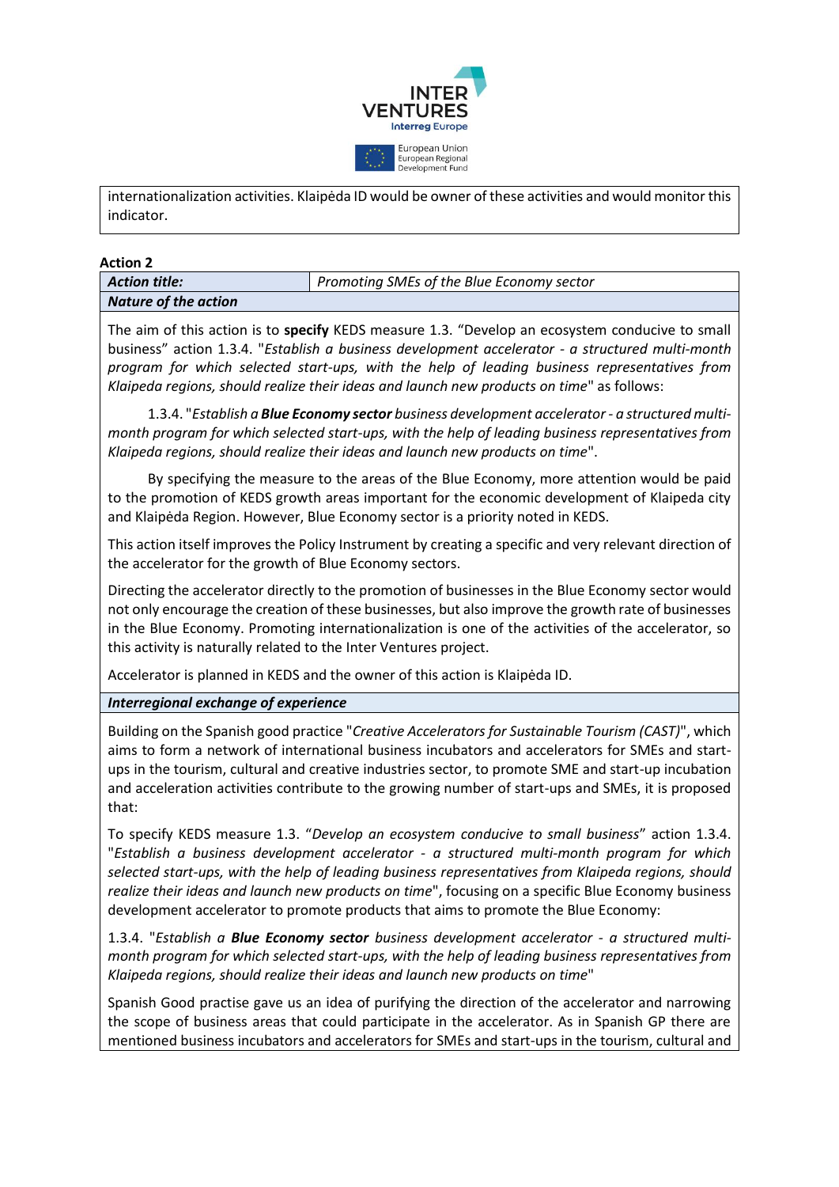internationalization activities. Klaipėda ID would be owner of these activities and would monitor this indicator.

**Action 2**

| ***Action title:*** | *Promoting SMEs of the Blue Economy sector* |
|---|---|

***Nature of the action***

The aim of this action is to **specify** KEDS measure 1.3. "Develop an ecosystem conducive to small business" action 1.3.4. "*Establish a business development accelerator - a structured multi-month program for which selected start-ups, with the help of leading business representatives from Klaipeda regions, should realize their ideas and launch new products on time*" as follows:

1.3.4. "*Establish a* ***Blue Economy sector*** *business development accelerator - a structured multi-month program for which selected start-ups, with the help of leading business representatives from Klaipeda regions, should realize their ideas and launch new products on time*".

By specifying the measure to the areas of the Blue Economy, more attention would be paid to the promotion of KEDS growth areas important for the economic development of Klaipeda city and Klaipėda Region. However, Blue Economy sector is a priority noted in KEDS.

This action itself improves the Policy Instrument by creating a specific and very relevant direction of the accelerator for the growth of Blue Economy sectors.

Directing the accelerator directly to the promotion of businesses in the Blue Economy sector would not only encourage the creation of these businesses, but also improve the growth rate of businesses in the Blue Economy. Promoting internationalization is one of the activities of the accelerator, so this activity is naturally related to the Inter Ventures project.

Accelerator is planned in KEDS and the owner of this action is Klaipėda ID.

***Interregional exchange of experience***

Building on the Spanish good practice "*Creative Accelerators for Sustainable Tourism (CAST)*", which aims to form a network of international business incubators and accelerators for SMEs and start-ups in the tourism, cultural and creative industries sector, to promote SME and start-up incubation and acceleration activities contribute to the growing number of start-ups and SMEs, it is proposed that:

To specify KEDS measure 1.3. "*Develop an ecosystem conducive to small business*" action 1.3.4. "*Establish a business development accelerator - a structured multi-month program for which selected start-ups, with the help of leading business representatives from Klaipeda regions, should realize their ideas and launch new products on time*", focusing on a specific Blue Economy business development accelerator to promote products that aims to promote the Blue Economy:

1.3.4. "*Establish a* ***Blue Economy sector*** *business development accelerator - a structured multi-month program for which selected start-ups, with the help of leading business representatives from Klaipeda regions, should realize their ideas and launch new products on time*"

Spanish Good practise gave us an idea of purifying the direction of the accelerator and narrowing the scope of business areas that could participate in the accelerator. As in Spanish GP there are mentioned business incubators and accelerators for SMEs and start-ups in the tourism, cultural and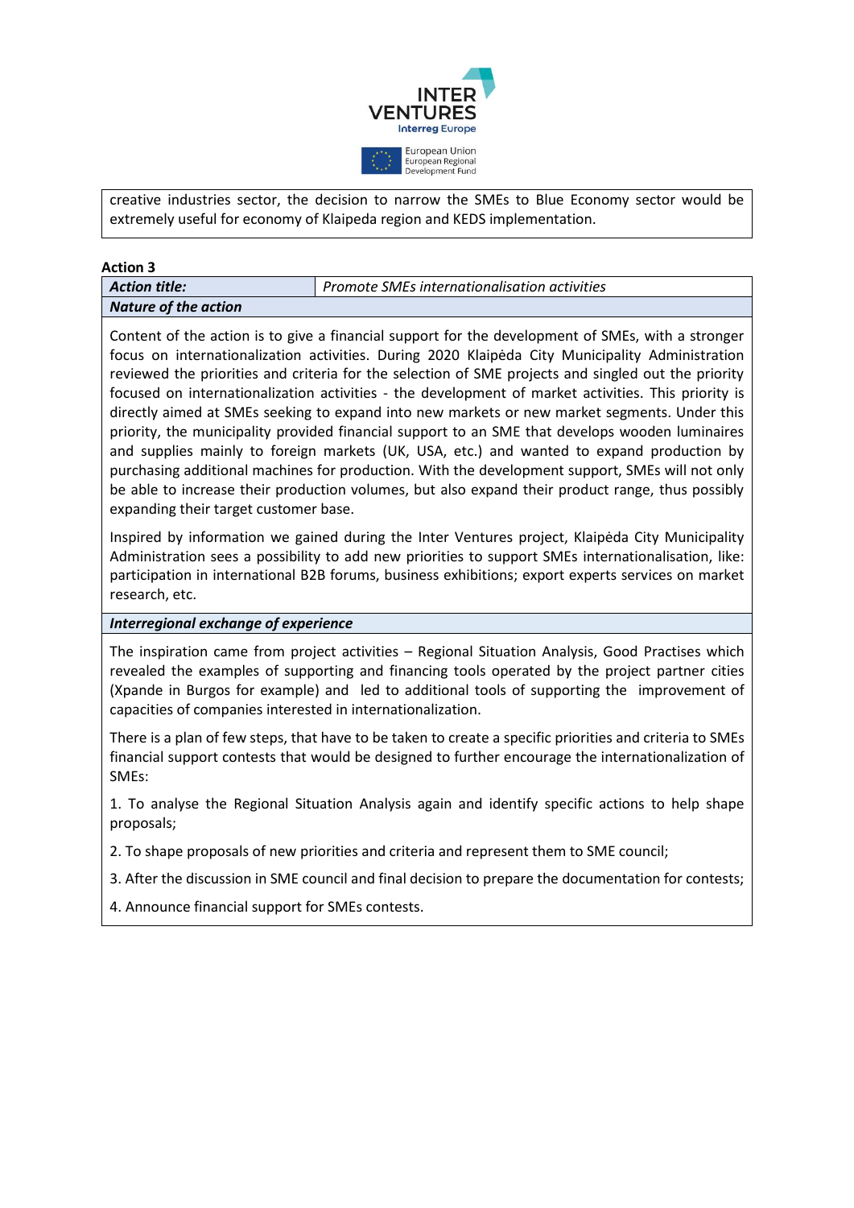creative industries sector, the decision to narrow the SMEs to Blue Economy sector would be extremely useful for economy of Klaipeda region and KEDS implementation.

**Action 3**

| | |
|---|---|
| ***Action title:*** | *Promote SMEs internationalisation activities* |
| ***Nature of the action*** | |

Content of the action is to give a financial support for the development of SMEs, with a stronger focus on internationalization activities. During 2020 Klaipėda City Municipality Administration reviewed the priorities and criteria for the selection of SME projects and singled out the priority focused on internationalization activities - the development of market activities. This priority is directly aimed at SMEs seeking to expand into new markets or new market segments. Under this priority, the municipality provided financial support to an SME that develops wooden luminaires and supplies mainly to foreign markets (UK, USA, etc.) and wanted to expand production by purchasing additional machines for production. With the development support, SMEs will not only be able to increase their production volumes, but also expand their product range, thus possibly expanding their target customer base.

Inspired by information we gained during the Inter Ventures project, Klaipėda City Municipality Administration sees a possibility to add new priorities to support SMEs internationalisation, like: participation in international B2B forums, business exhibitions; export experts services on market research, etc.

***Interregional exchange of experience***

The inspiration came from project activities – Regional Situation Analysis, Good Practises which revealed the examples of supporting and financing tools operated by the project partner cities (Xpande in Burgos for example) and led to additional tools of supporting the improvement of capacities of companies interested in internationalization.

There is a plan of few steps, that have to be taken to create a specific priorities and criteria to SMEs financial support contests that would be designed to further encourage the internationalization of SMEs:

1. To analyse the Regional Situation Analysis again and identify specific actions to help shape proposals;

2. To shape proposals of new priorities and criteria and represent them to SME council;

3. After the discussion in SME council and final decision to prepare the documentation for contests;

4. Announce financial support for SMEs contests.